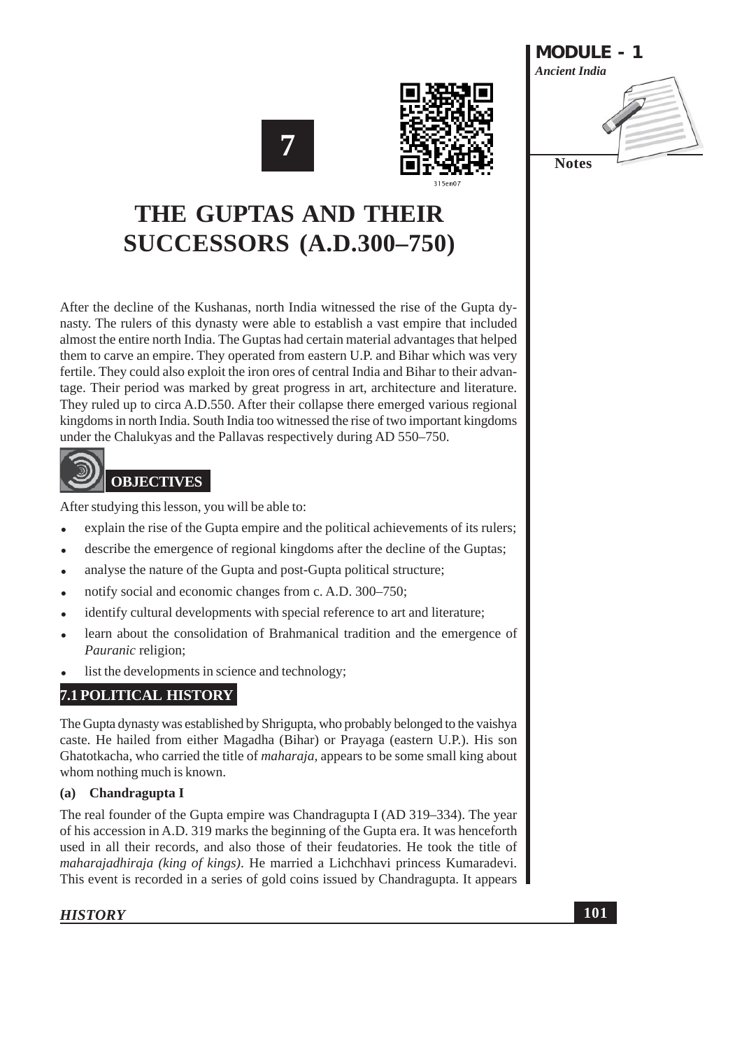# 7

# THE GUPTAS AND THEIR SUCCESSORS (A.D.300–750)

After the decline of the Kushanas, north India witnessed the rise of the Gupta dynasty. The rulers of this dynasty were able to establish a vast empire that included almost the entire north India. The Guptas had certain material advantages that helped them to carve an empire. They operated from eastern U.P. and Bihar which was very fertile. They could also exploit the iron ores of central India and Bihar to their advantage. Their period was marked by great progress in art, architecture and literature. They ruled up to circa A.D.550. After their collapse there emerged various regional kingdoms in north India. South India too witnessed the rise of two important kingdoms under the Chalukyas and the Pallavas respectively during AD 550–750.

## OBJECTIVES

After studying this lesson, you will be able to:

- explain the rise of the Gupta empire and the political achievements of its rulers;
- describe the emergence of regional kingdoms after the decline of the Guptas;
- analyse the nature of the Gupta and post-Gupta political structure;
- notify social and economic changes from c. A.D. 300–750;
- identify cultural developments with special reference to art and literature;
- learn about the consolidation of Brahmanical tradition and the emergence of *Pauranic* religion;
- list the developments in science and technology;

## 7.1 POLITICAL HISTORY

The Gupta dynasty was established by Shrigupta, who probably belonged to the vaishya caste. He hailed from either Magadha (Bihar) or Prayaga (eastern U.P.). His son Ghatotkacha, who carried the title of *maharaja,* appears to be some small king about whom nothing much is known.

### (a) Chandragupta I

The real founder of the Gupta empire was Chandragupta I (AD 319–334). The year of his accession in A.D. 319 marks the beginning of the Gupta era. It was henceforth used in all their records, and also those of their feudatories. He took the title of *maharajadhiraja (king of kings)*. He married a Lichchhavi princess Kumaradevi. This event is recorded in a series of gold coins issued by Chandragupta. It appears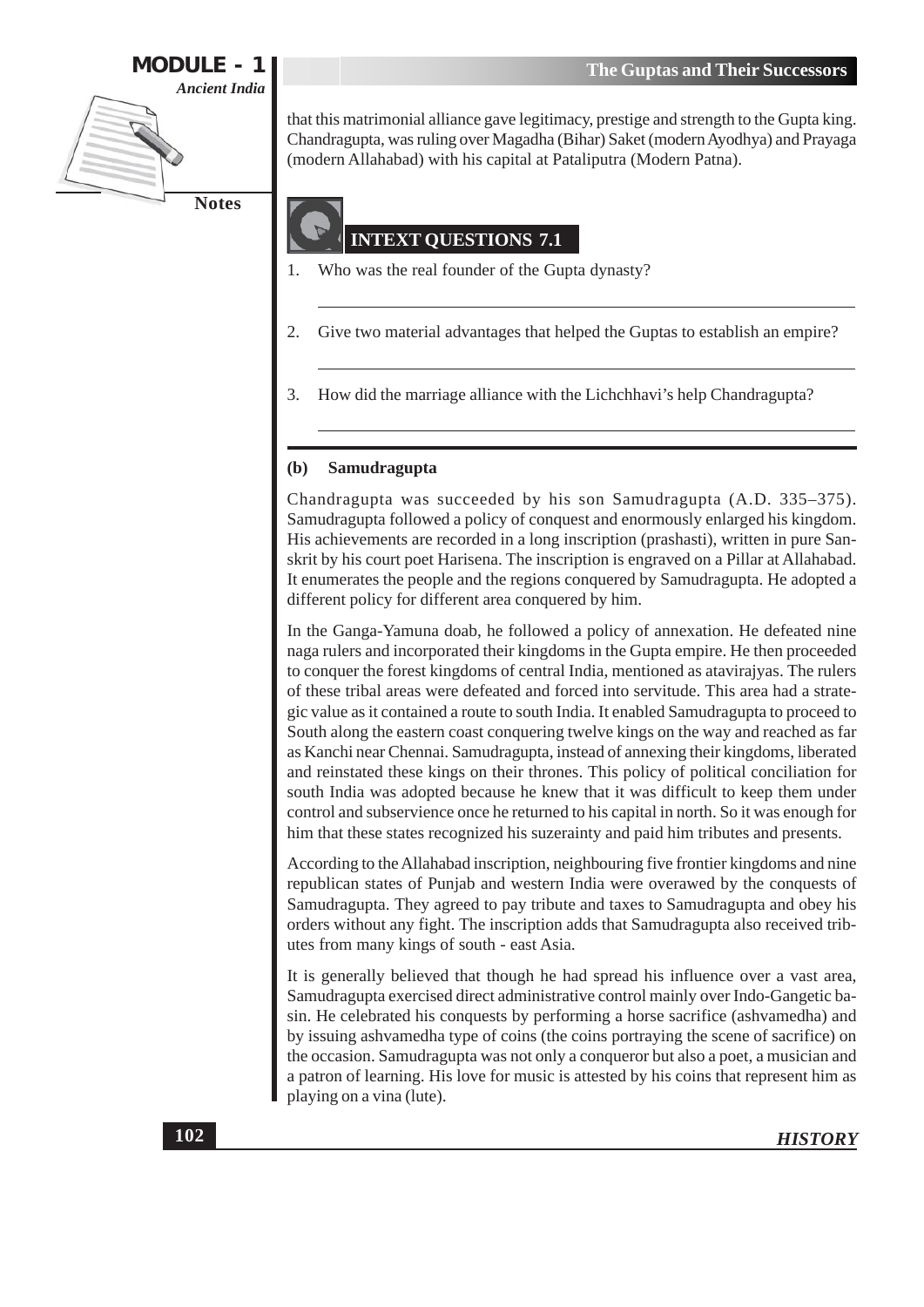that this matrimonial alliance gave legitimacy, prestige and strength to the Gupta king. Chandragupta, was ruling over Magadha (Bihar) Saket (modern Ayodhya) and Prayaga (modern Allahabad) with his capital at Pataliputra (Modern Patna).

## INTEXT QUESTIONS 7.1

1. Who was the real founder of the Gupta dynasty?

2. Give two material advantages that helped the Guptas to establish an empire?

3. How did the marriage alliance with the Lichchhavi's help Chandragupta?

### (b) Samudragupta

Chandragupta was succeeded by his son Samudragupta (A.D. 335–375). Samudragupta followed a policy of conquest and enormously enlarged his kingdom. His achievements are recorded in a long inscription (prashasti), written in pure Sanskrit by his court poet Harisena. The inscription is engraved on a Pillar at Allahabad. It enumerates the people and the regions conquered by Samudragupta. He adopted a different policy for different area conquered by him.

In the Ganga-Yamuna doab, he followed a policy of annexation. He defeated nine naga rulers and incorporated their kingdoms in the Gupta empire. He then proceeded to conquer the forest kingdoms of central India, mentioned as atavirajyas. The rulers of these tribal areas were defeated and forced into servitude. This area had a strategic value as it contained a route to south India. It enabled Samudragupta to proceed to South along the eastern coast conquering twelve kings on the way and reached as far as Kanchi near Chennai. Samudragupta, instead of annexing their kingdoms, liberated and reinstated these kings on their thrones. This policy of political conciliation for south India was adopted because he knew that it was difficult to keep them under control and subservience once he returned to his capital in north. So it was enough for him that these states recognized his suzerainty and paid him tributes and presents.

According to the Allahabad inscription, neighbouring five frontier kingdoms and nine republican states of Punjab and western India were overawed by the conquests of Samudragupta. They agreed to pay tribute and taxes to Samudragupta and obey his orders without any fight. The inscription adds that Samudragupta also received tributes from many kings of south - east Asia.

It is generally believed that though he had spread his influence over a vast area, Samudragupta exercised direct administrative control mainly over Indo-Gangetic basin. He celebrated his conquests by performing a horse sacrifice (ashvamedha) and by issuing ashvamedha type of coins (the coins portraying the scene of sacrifice) on the occasion. Samudragupta was not only a conqueror but also a poet, a musician and a patron of learning. His love for music is attested by his coins that represent him as playing on a vina (lute).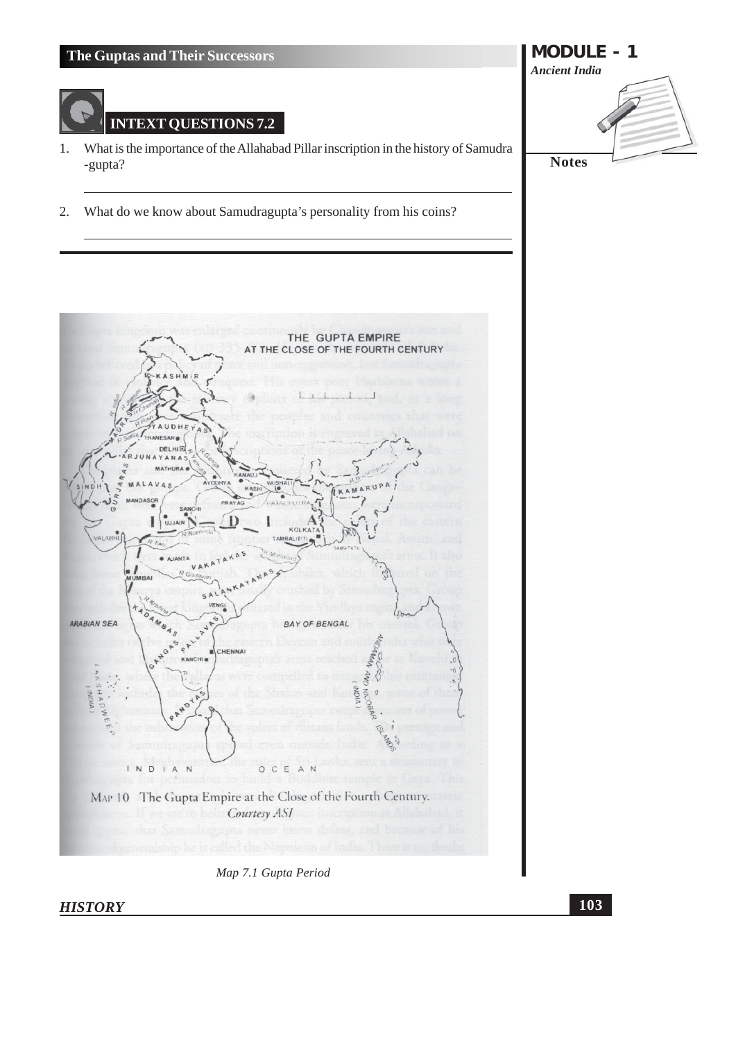## INTEXT QUESTIONS 7.2

1. What is the importance of the Allahabad Pillar inscription in the history of Samudra-gupta?

2. What do we know about Samudragupta's personality from his coins?

MAP 10 The Gupta Empire at the Close of the Fourth Century. *Courtesy ASI*

*Map 7.1 Gupta Period*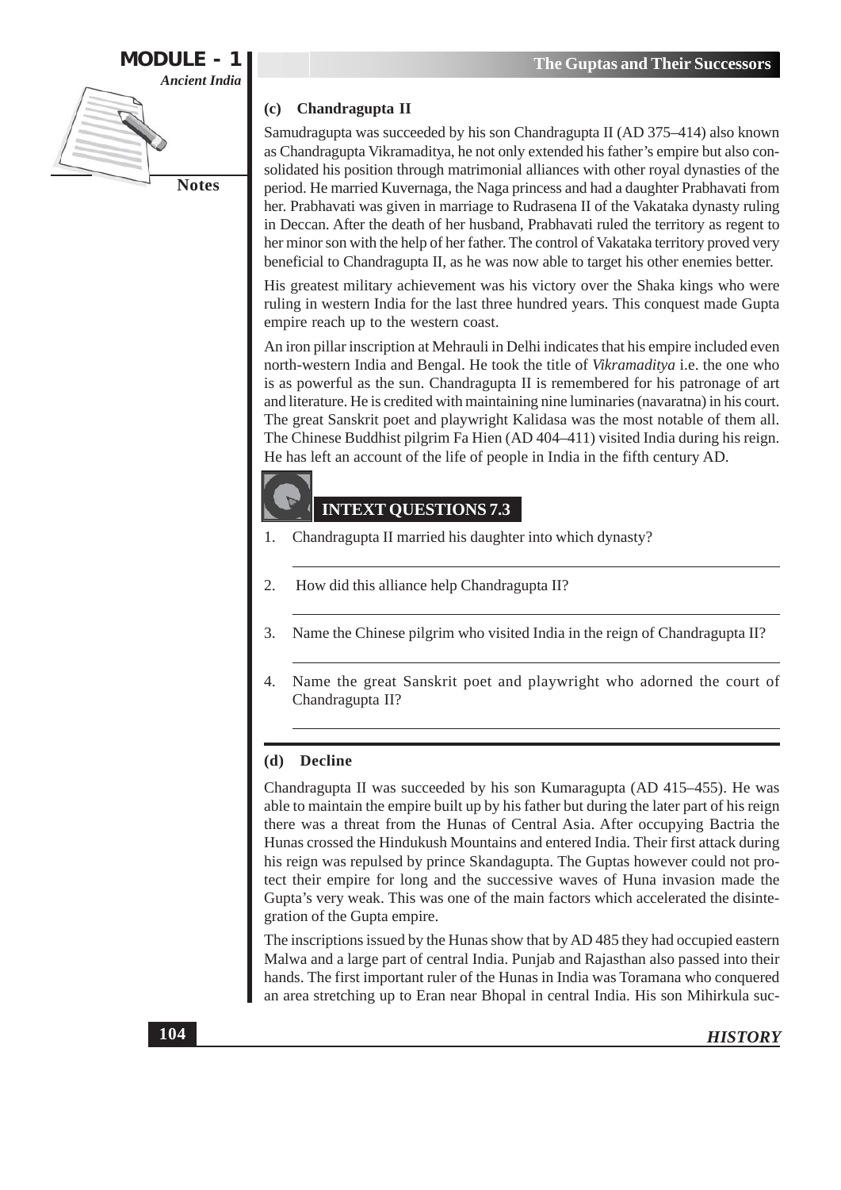### (c) Chandragupta II

Samudragupta was succeeded by his son Chandragupta II (AD 375–414) also known as Chandragupta Vikramaditya, he not only extended his father's empire but also consolidated his position through matrimonial alliances with other royal dynasties of the period. He married Kuvernaga, the Naga princess and had a daughter Prabhavati from her. Prabhavati was given in marriage to Rudrasena II of the Vakataka dynasty ruling in Deccan. After the death of her husband, Prabhavati ruled the territory as regent to her minor son with the help of her father. The control of Vakataka territory proved very beneficial to Chandragupta II, as he was now able to target his other enemies better.

His greatest military achievement was his victory over the Shaka kings who were ruling in western India for the last three hundred years. This conquest made Gupta empire reach up to the western coast.

An iron pillar inscription at Mehrauli in Delhi indicates that his empire included even north-western India and Bengal. He took the title of *Vikramaditya* i.e. the one who is as powerful as the sun. Chandragupta II is remembered for his patronage of art and literature. He is credited with maintaining nine luminaries (navaratna) in his court. The great Sanskrit poet and playwright Kalidasa was the most notable of them all. The Chinese Buddhist pilgrim Fa Hien (AD 404–411) visited India during his reign. He has left an account of the life of people in India in the fifth century AD.

## INTEXT QUESTIONS 7.3

1. Chandragupta II married his daughter into which dynasty?

    ______________________________

2. How did this alliance help Chandragupta II?

    ______________________________

3. Name the Chinese pilgrim who visited India in the reign of Chandragupta II?

    ______________________________

4. Name the great Sanskrit poet and playwright who adorned the court of Chandragupta II?

    ______________________________

### (d) Decline

Chandragupta II was succeeded by his son Kumaragupta (AD 415–455). He was able to maintain the empire built up by his father but during the later part of his reign there was a threat from the Hunas of Central Asia. After occupying Bactria the Hunas crossed the Hindukush Mountains and entered India. Their first attack during his reign was repulsed by prince Skandagupta. The Guptas however could not protect their empire for long and the successive waves of Huna invasion made the Gupta's very weak. This was one of the main factors which accelerated the disintegration of the Gupta empire.

The inscriptions issued by the Hunas show that by AD 485 they had occupied eastern Malwa and a large part of central India. Punjab and Rajasthan also passed into their hands. The first important ruler of the Hunas in India was Toramana who conquered an area stretching up to Eran near Bhopal in central India. His son Mihirkula suc-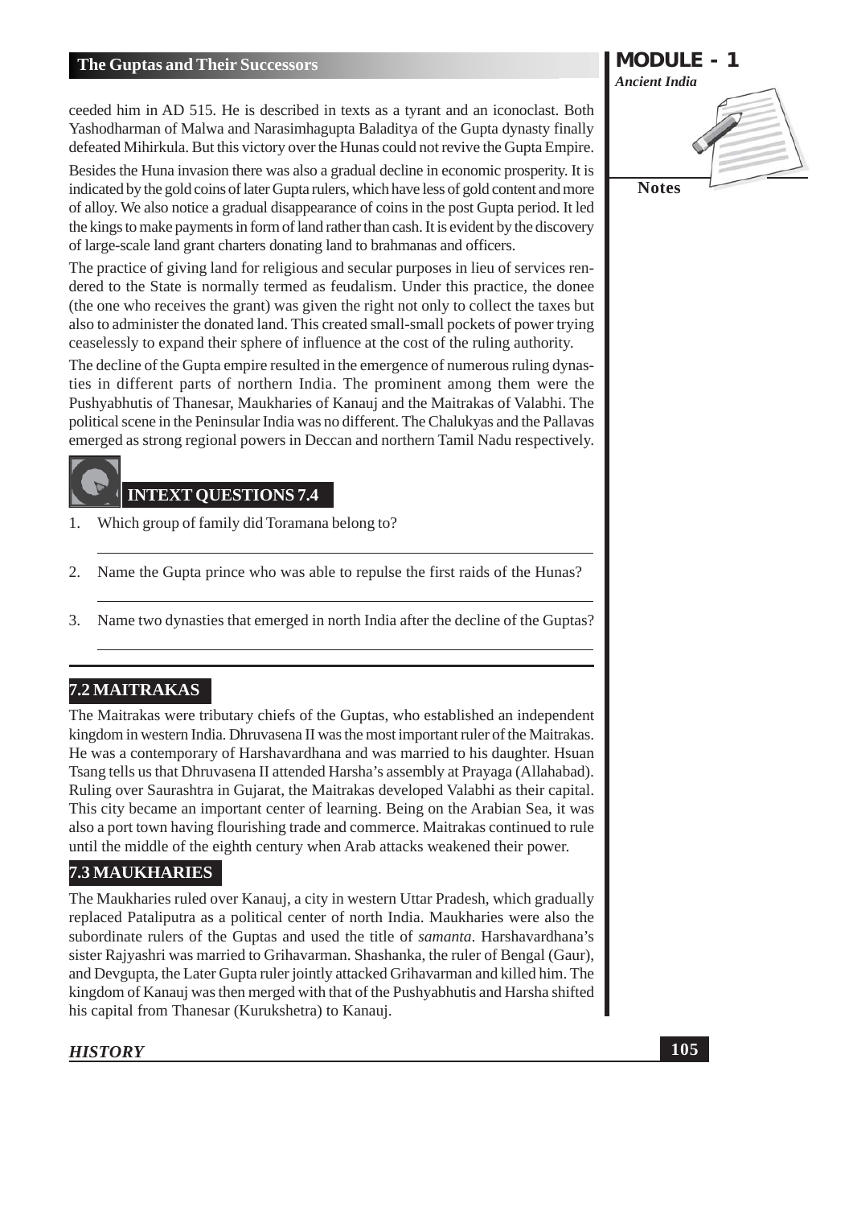ceeded him in AD 515. He is described in texts as a tyrant and an iconoclast. Both Yashodharman of Malwa and Narasimhagupta Baladitya of the Gupta dynasty finally defeated Mihirkula. But this victory over the Hunas could not revive the Gupta Empire.

Besides the Huna invasion there was also a gradual decline in economic prosperity. It is indicated by the gold coins of later Gupta rulers, which have less of gold content and more of alloy. We also notice a gradual disappearance of coins in the post Gupta period. It led the kings to make payments in form of land rather than cash. It is evident by the discovery of large-scale land grant charters donating land to brahmanas and officers.

The practice of giving land for religious and secular purposes in lieu of services rendered to the State is normally termed as feudalism. Under this practice, the donee (the one who receives the grant) was given the right not only to collect the taxes but also to administer the donated land. This created small-small pockets of power trying ceaselessly to expand their sphere of influence at the cost of the ruling authority.

The decline of the Gupta empire resulted in the emergence of numerous ruling dynasties in different parts of northern India. The prominent among them were the Pushyabhutis of Thanesar, Maukharies of Kanauj and the Maitrakas of Valabhi. The political scene in the Peninsular India was no different. The Chalukyas and the Pallavas emerged as strong regional powers in Deccan and northern Tamil Nadu respectively.

### INTEXT QUESTIONS 7.4

1. Which group of family did Toramana belong to?

2. Name the Gupta prince who was able to repulse the first raids of the Hunas?

3. Name two dynasties that emerged in north India after the decline of the Guptas?

## 7.2 MAITRAKAS

The Maitrakas were tributary chiefs of the Guptas, who established an independent kingdom in western India. Dhruvasena II was the most important ruler of the Maitrakas. He was a contemporary of Harshavardhana and was married to his daughter. Hsuan Tsang tells us that Dhruvasena II attended Harsha's assembly at Prayaga (Allahabad). Ruling over Saurashtra in Gujarat, the Maitrakas developed Valabhi as their capital. This city became an important center of learning. Being on the Arabian Sea, it was also a port town having flourishing trade and commerce. Maitrakas continued to rule until the middle of the eighth century when Arab attacks weakened their power.

## 7.3 MAUKHARIES

The Maukharies ruled over Kanauj, a city in western Uttar Pradesh, which gradually replaced Pataliputra as a political center of north India. Maukharies were also the subordinate rulers of the Guptas and used the title of *samanta*. Harshavardhana's sister Rajyashri was married to Grihavarman. Shashanka, the ruler of Bengal (Gaur), and Devgupta, the Later Gupta ruler jointly attacked Grihavarman and killed him. The kingdom of Kanauj was then merged with that of the Pushyabhutis and Harsha shifted his capital from Thanesar (Kurukshetra) to Kanauj.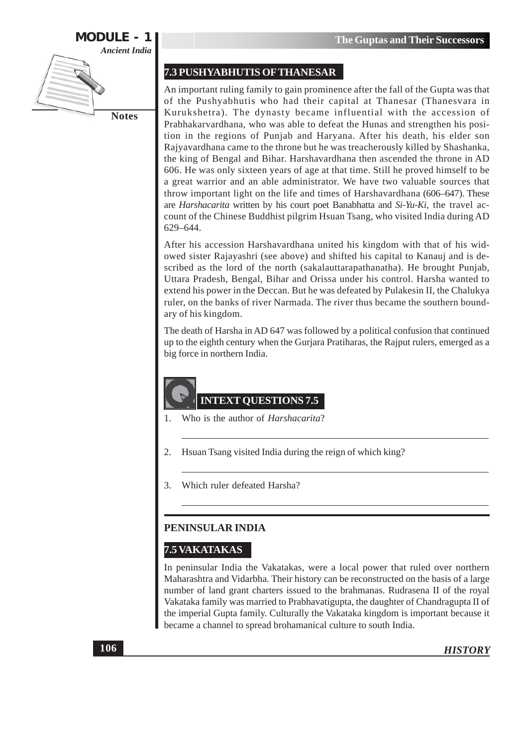## 7.3 PUSHYABHUTIS OF THANESAR

An important ruling family to gain prominence after the fall of the Gupta was that of the Pushyabhutis who had their capital at Thanesar (Thanesvara in Kurukshetra). The dynasty became influential with the accession of Prabhakarvardhana, who was able to defeat the Hunas and strengthen his position in the regions of Punjab and Haryana. After his death, his elder son Rajyavardhana came to the throne but he was treacherously killed by Shashanka, the king of Bengal and Bihar. Harshavardhana then ascended the throne in AD 606. He was only sixteen years of age at that time. Still he proved himself to be a great warrior and an able administrator. We have two valuable sources that throw important light on the life and times of Harshavardhana (606–647). These are *Harshacarita* written by his court poet Banabhatta and *Si-Yu-Ki*, the travel account of the Chinese Buddhist pilgrim Hsuan Tsang, who visited India during AD 629–644.

After his accession Harshavardhana united his kingdom with that of his widowed sister Rajayashri (see above) and shifted his capital to Kanauj and is described as the lord of the north (sakalauttarapathanatha). He brought Punjab, Uttara Pradesh, Bengal, Bihar and Orissa under his control. Harsha wanted to extend his power in the Deccan. But he was defeated by Pulakesin II, the Chalukya ruler, on the banks of river Narmada. The river thus became the southern boundary of his kingdom.

The death of Harsha in AD 647 was followed by a political confusion that continued up to the eighth century when the Gurjara Pratiharas, the Rajput rulers, emerged as a big force in northern India.

### INTEXT QUESTIONS 7.5

1. Who is the author of *Harshacarita*?

2. Hsuan Tsang visited India during the reign of which king?

3. Which ruler defeated Harsha?

## PENINSULAR INDIA

## 7.5 VAKATAKAS

In peninsular India the Vakatakas, were a local power that ruled over northern Maharashtra and Vidarbha. Their history can be reconstructed on the basis of a large number of land grant charters issued to the brahmanas. Rudrasena II of the royal Vakataka family was married to Prabhavatigupta, the daughter of Chandragupta II of the imperial Gupta family. Culturally the Vakataka kingdom is important because it became a channel to spread brohamanical culture to south India.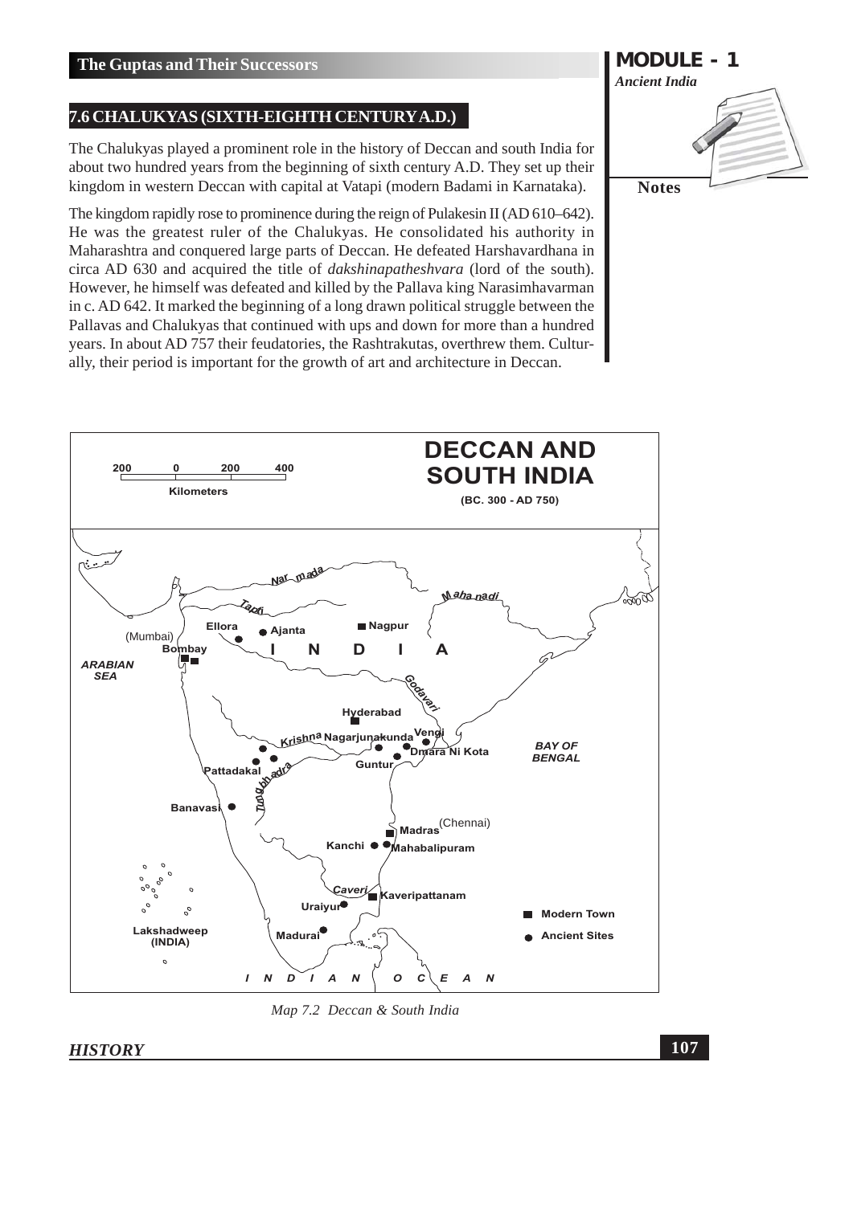## 7.6 CHALUKYAS (SIXTH-EIGHTH CENTURY A.D.)

The Chalukyas played a prominent role in the history of Deccan and south India for about two hundred years from the beginning of sixth century A.D. They set up their kingdom in western Deccan with capital at Vatapi (modern Badami in Karnataka).

The kingdom rapidly rose to prominence during the reign of Pulakesin II (AD 610–642). He was the greatest ruler of the Chalukyas. He consolidated his authority in Maharashtra and conquered large parts of Deccan. He defeated Harshavardhana in circa AD 630 and acquired the title of *dakshinapatheshvara* (lord of the south). However, he himself was defeated and killed by the Pallava king Narasimhavarman in c. AD 642. It marked the beginning of a long drawn political struggle between the Pallavas and Chalukyas that continued with ups and down for more than a hundred years. In about AD 757 their feudatories, the Rashtrakutas, overthrew them. Culturally, their period is important for the growth of art and architecture in Deccan.

*Map 7.2 Deccan & South India*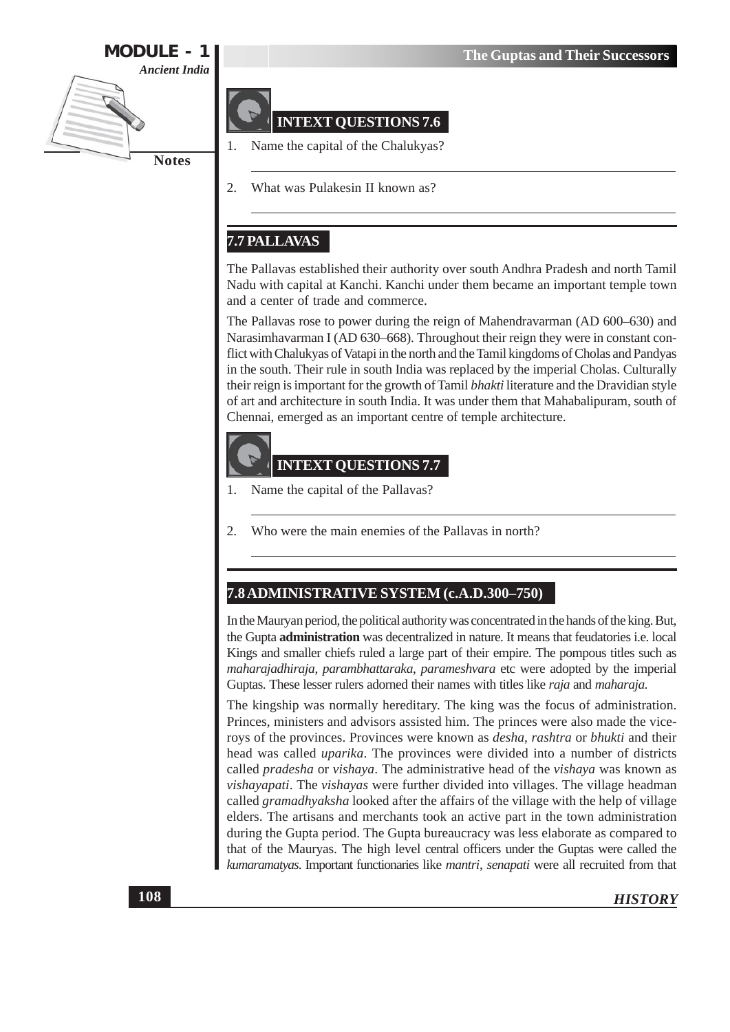### INTEXT QUESTIONS 7.6

1. Name the capital of the Chalukyas?

2. What was Pulakesin II known as?

## 7.7 PALLAVAS

The Pallavas established their authority over south Andhra Pradesh and north Tamil Nadu with capital at Kanchi. Kanchi under them became an important temple town and a center of trade and commerce.

The Pallavas rose to power during the reign of Mahendravarman (AD 600–630) and Narasimhavarman I (AD 630–668). Throughout their reign they were in constant conflict with Chalukyas of Vatapi in the north and the Tamil kingdoms of Cholas and Pandyas in the south. Their rule in south India was replaced by the imperial Cholas. Culturally their reign is important for the growth of Tamil *bhakti* literature and the Dravidian style of art and architecture in south India. It was under them that Mahabalipuram, south of Chennai, emerged as an important centre of temple architecture.

### INTEXT QUESTIONS 7.7

1. Name the capital of the Pallavas?

2. Who were the main enemies of the Pallavas in north?

## 7.8 ADMINISTRATIVE SYSTEM (c.A.D.300–750)

In the Mauryan period, the political authority was concentrated in the hands of the king. But, the Gupta **administration** was decentralized in nature. It means that feudatories i.e. local Kings and smaller chiefs ruled a large part of their empire. The pompous titles such as *maharajadhiraja*, *parambhattaraka*, *parameshvara* etc were adopted by the imperial Guptas. These lesser rulers adorned their names with titles like *raja* and *maharaja.*

The kingship was normally hereditary. The king was the focus of administration. Princes, ministers and advisors assisted him. The princes were also made the viceroys of the provinces. Provinces were known as *desha*, *rashtra* or *bhukti* and their head was called *uparika*. The provinces were divided into a number of districts called *pradesha* or *vishaya*. The administrative head of the *vishaya* was known as *vishayapati*. The *vishayas* were further divided into villages. The village headman called *gramadhyaksha* looked after the affairs of the village with the help of village elders. The artisans and merchants took an active part in the town administration during the Gupta period. The Gupta bureaucracy was less elaborate as compared to that of the Mauryas. The high level central officers under the Guptas were called the *kumaramatyas*. Important functionaries like *mantri*, *senapati* were all recruited from that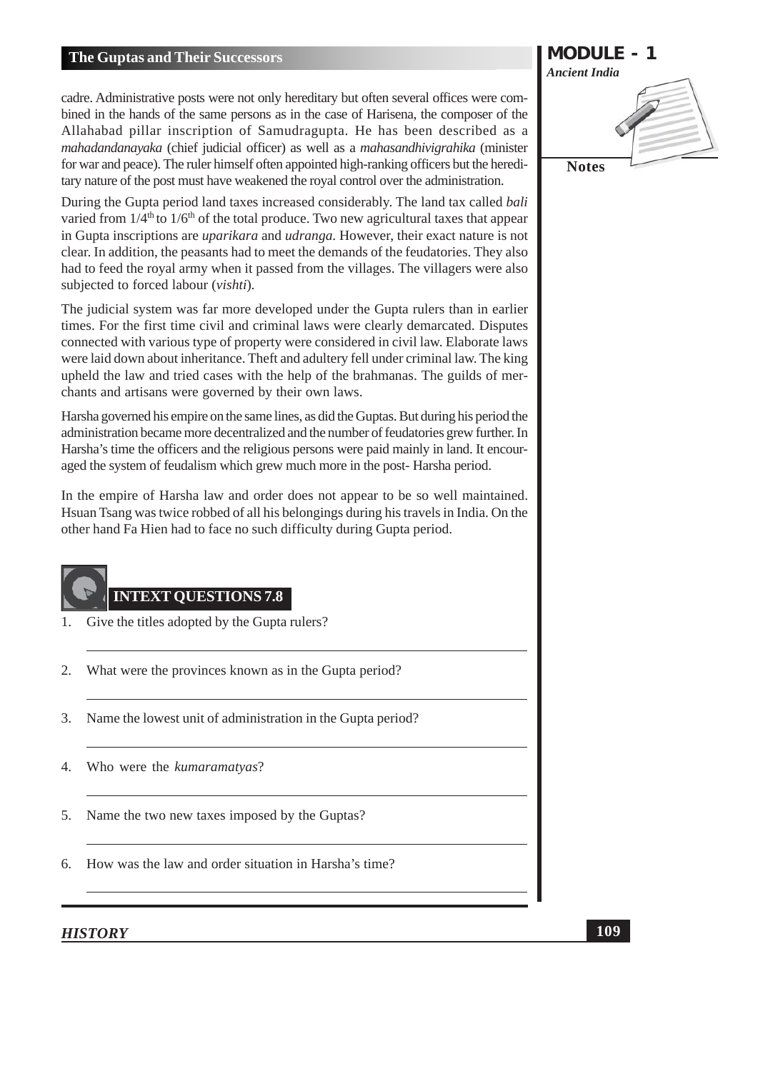cadre. Administrative posts were not only hereditary but often several offices were combined in the hands of the same persons as in the case of Harisena, the composer of the Allahabad pillar inscription of Samudragupta. He has been described as a *mahadandanayaka* (chief judicial officer) as well as a *mahasandhivigrahika* (minister for war and peace). The ruler himself often appointed high-ranking officers but the hereditary nature of the post must have weakened the royal control over the administration.

During the Gupta period land taxes increased considerably. The land tax called *bali* varied from 1/4[th] to 1/6[th] of the total produce. Two new agricultural taxes that appear in Gupta inscriptions are *uparikara* and *udranga*. However, their exact nature is not clear. In addition, the peasants had to meet the demands of the feudatories. They also had to feed the royal army when it passed from the villages. The villagers were also subjected to forced labour (*vishti*).

The judicial system was far more developed under the Gupta rulers than in earlier times. For the first time civil and criminal laws were clearly demarcated. Disputes connected with various type of property were considered in civil law. Elaborate laws were laid down about inheritance. Theft and adultery fell under criminal law. The king upheld the law and tried cases with the help of the brahmanas. The guilds of merchants and artisans were governed by their own laws.

Harsha governed his empire on the same lines, as did the Guptas. But during his period the administration became more decentralized and the number of feudatories grew further. In Harsha's time the officers and the religious persons were paid mainly in land. It encouraged the system of feudalism which grew much more in the post- Harsha period.

In the empire of Harsha law and order does not appear to be so well maintained. Hsuan Tsang was twice robbed of all his belongings during his travels in India. On the other hand Fa Hien had to face no such difficulty during Gupta period.

## INTEXT QUESTIONS 7.8

1. Give the titles adopted by the Gupta rulers?
2. What were the provinces known as in the Gupta period?
3. Name the lowest unit of administration in the Gupta period?
4. Who were the *kumaramatyas*?
5. Name the two new taxes imposed by the Guptas?
6. How was the law and order situation in Harsha's time?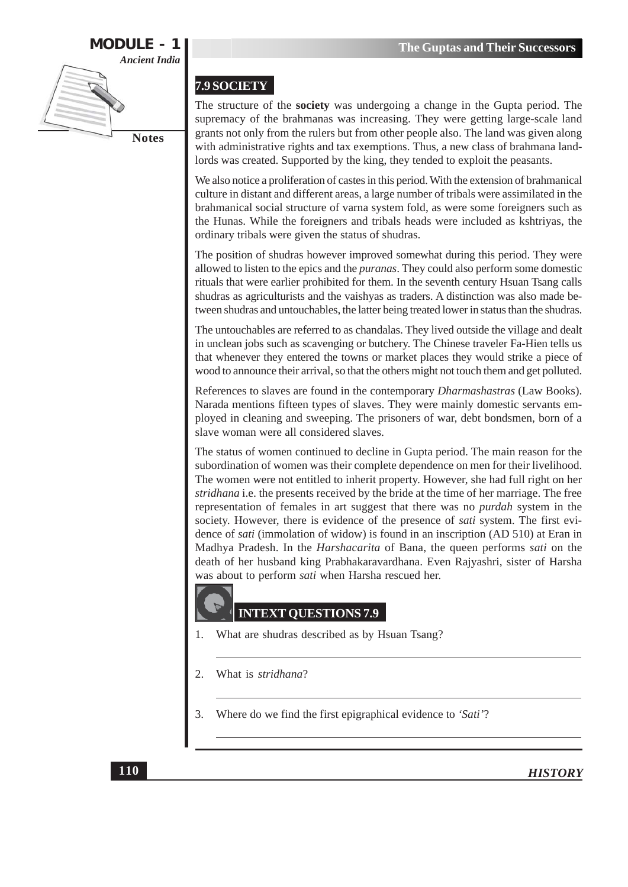## 7.9 SOCIETY

The structure of the **society** was undergoing a change in the Gupta period. The supremacy of the brahmanas was increasing. They were getting large-scale land grants not only from the rulers but from other people also. The land was given along with administrative rights and tax exemptions. Thus, a new class of brahmana landlords was created. Supported by the king, they tended to exploit the peasants.

We also notice a proliferation of castes in this period. With the extension of brahmanical culture in distant and different areas, a large number of tribals were assimilated in the brahmanical social structure of varna system fold, as were some foreigners such as the Hunas. While the foreigners and tribals heads were included as kshtriyas, the ordinary tribals were given the status of shudras.

The position of shudras however improved somewhat during this period. They were allowed to listen to the epics and the *puranas*. They could also perform some domestic rituals that were earlier prohibited for them. In the seventh century Hsuan Tsang calls shudras as agriculturists and the vaishyas as traders. A distinction was also made between shudras and untouchables, the latter being treated lower in status than the shudras.

The untouchables are referred to as chandalas. They lived outside the village and dealt in unclean jobs such as scavenging or butchery. The Chinese traveler Fa-Hien tells us that whenever they entered the towns or market places they would strike a piece of wood to announce their arrival, so that the others might not touch them and get polluted.

References to slaves are found in the contemporary *Dharmashastras* (Law Books). Narada mentions fifteen types of slaves. They were mainly domestic servants employed in cleaning and sweeping. The prisoners of war, debt bondsmen, born of a slave woman were all considered slaves.

The status of women continued to decline in Gupta period. The main reason for the subordination of women was their complete dependence on men for their livelihood. The women were not entitled to inherit property. However, she had full right on her *stridhana* i.e. the presents received by the bride at the time of her marriage. The free representation of females in art suggest that there was no *purdah* system in the society. However, there is evidence of the presence of *sati* system. The first evidence of *sati* (immolation of widow) is found in an inscription (AD 510) at Eran in Madhya Pradesh. In the *Harshacarita* of Bana, the queen performs *sati* on the death of her husband king Prabhakaravardhana. Even Rajyashri, sister of Harsha was about to perform *sati* when Harsha rescued her.

### INTEXT QUESTIONS 7.9

1. What are shudras described as by Hsuan Tsang?
2. What is *stridhana*?
3. Where do we find the first epigraphical evidence to *'Sati'*?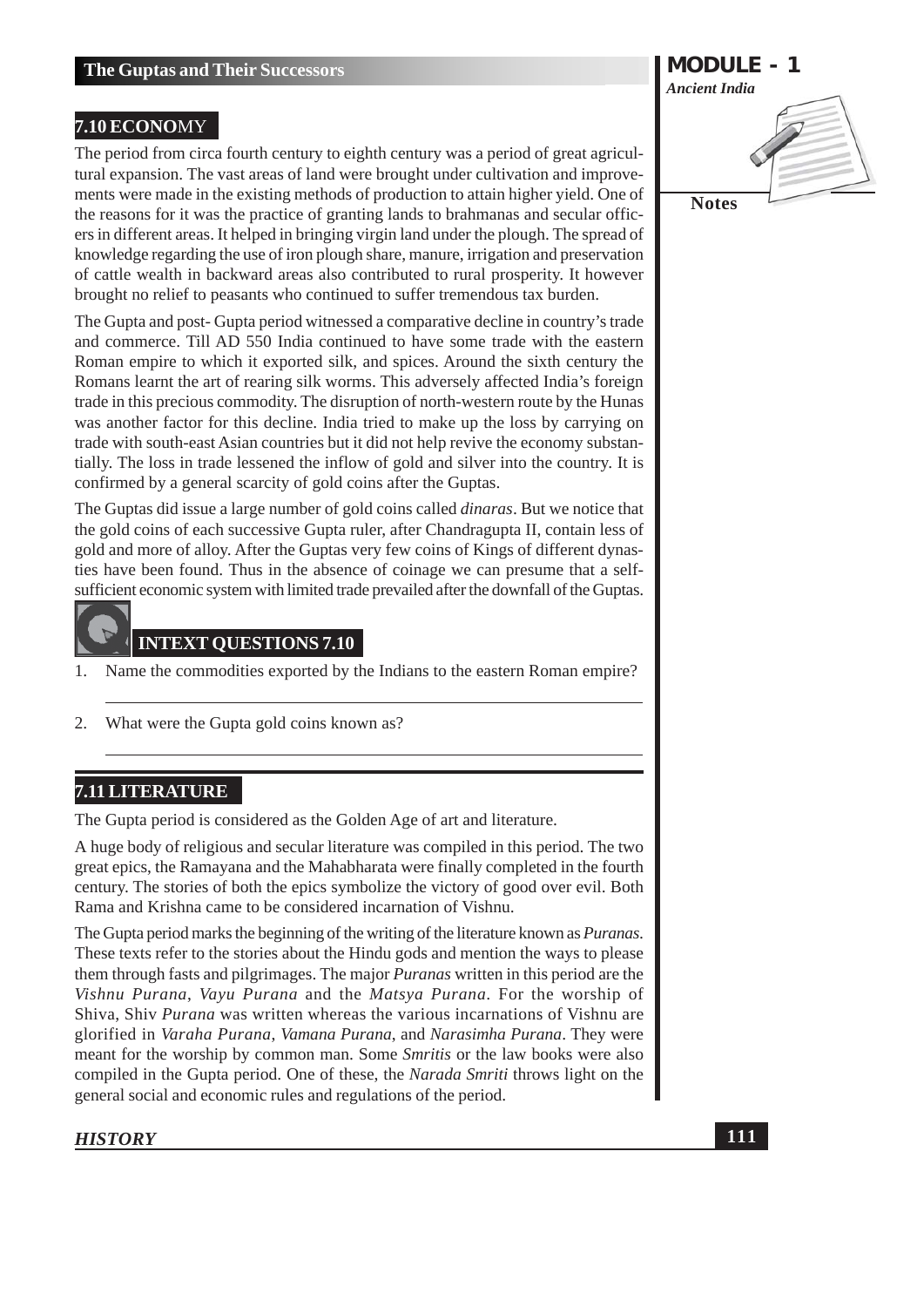## 7.10 ECONOMY

The period from circa fourth century to eighth century was a period of great agricultural expansion. The vast areas of land were brought under cultivation and improvements were made in the existing methods of production to attain higher yield. One of the reasons for it was the practice of granting lands to brahmanas and secular officers in different areas. It helped in bringing virgin land under the plough. The spread of knowledge regarding the use of iron plough share, manure, irrigation and preservation of cattle wealth in backward areas also contributed to rural prosperity. It however brought no relief to peasants who continued to suffer tremendous tax burden.

The Gupta and post- Gupta period witnessed a comparative decline in country's trade and commerce. Till AD 550 India continued to have some trade with the eastern Roman empire to which it exported silk, and spices. Around the sixth century the Romans learnt the art of rearing silk worms. This adversely affected India's foreign trade in this precious commodity. The disruption of north-western route by the Hunas was another factor for this decline. India tried to make up the loss by carrying on trade with south-east Asian countries but it did not help revive the economy substantially. The loss in trade lessened the inflow of gold and silver into the country. It is confirmed by a general scarcity of gold coins after the Guptas.

The Guptas did issue a large number of gold coins called *dinaras*. But we notice that the gold coins of each successive Gupta ruler, after Chandragupta II, contain less of gold and more of alloy. After the Guptas very few coins of Kings of different dynasties have been found. Thus in the absence of coinage we can presume that a self-sufficient economic system with limited trade prevailed after the downfall of the Guptas.

### INTEXT QUESTIONS 7.10

1. Name the commodities exported by the Indians to the eastern Roman empire?

2. What were the Gupta gold coins known as?

## 7.11 LITERATURE

The Gupta period is considered as the Golden Age of art and literature.

A huge body of religious and secular literature was compiled in this period. The two great epics, the Ramayana and the Mahabharata were finally completed in the fourth century. The stories of both the epics symbolize the victory of good over evil. Both Rama and Krishna came to be considered incarnation of Vishnu.

The Gupta period marks the beginning of the writing of the literature known as *Puranas*. These texts refer to the stories about the Hindu gods and mention the ways to please them through fasts and pilgrimages. The major *Puranas* written in this period are the *Vishnu Purana*, *Vayu Purana* and the *Matsya Purana*. For the worship of Shiva, Shiv *Purana* was written whereas the various incarnations of Vishnu are glorified in *Varaha Purana*, *Vamana Purana*, and *Narasimha Purana*. They were meant for the worship by common man. Some *Smritis* or the law books were also compiled in the Gupta period. One of these, the *Narada Smriti* throws light on the general social and economic rules and regulations of the period.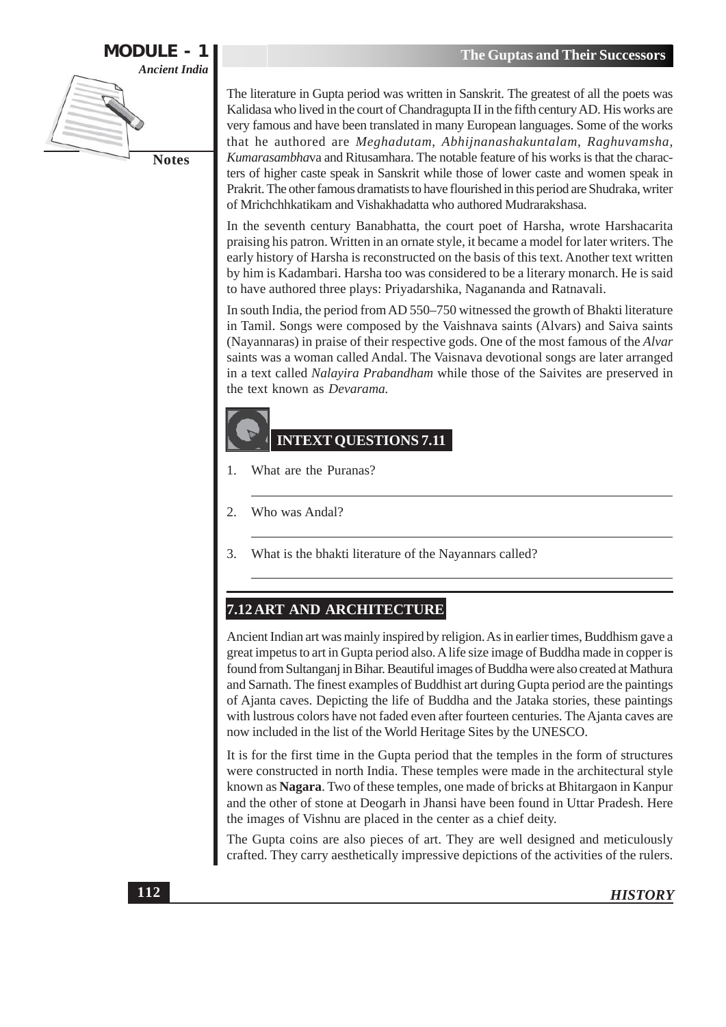The literature in Gupta period was written in Sanskrit. The greatest of all the poets was Kalidasa who lived in the court of Chandragupta II in the fifth century AD. His works are very famous and have been translated in many European languages. Some of the works that he authored are *Meghadutam*, *Abhijnanashakuntalam*, *Raghuvamsha*, *Kumarasambha*va and Ritusamhara. The notable feature of his works is that the characters of higher caste speak in Sanskrit while those of lower caste and women speak in Prakrit. The other famous dramatists to have flourished in this period are Shudraka, writer of Mrichchhkatikam and Vishakhadatta who authored Mudrarakshasa.

In the seventh century Banabhatta, the court poet of Harsha, wrote Harshacarita praising his patron. Written in an ornate style, it became a model for later writers. The early history of Harsha is reconstructed on the basis of this text. Another text written by him is Kadambari. Harsha too was considered to be a literary monarch. He is said to have authored three plays: Priyadarshika, Nagananda and Ratnavali.

In south India, the period from AD 550–750 witnessed the growth of Bhakti literature in Tamil. Songs were composed by the Vaishnava saints (Alvars) and Saiva saints (Nayannaras) in praise of their respective gods. One of the most famous of the *Alvar* saints was a woman called Andal. The Vaisnava devotional songs are later arranged in a text called *Nalayira Prabandham* while those of the Saivites are preserved in the text known as *Devarama.*

## INTEXT QUESTIONS 7.11

1. What are the Puranas?
2. Who was Andal?
3. What is the bhakti literature of the Nayannars called?

## 7.12 ART AND ARCHITECTURE

Ancient Indian art was mainly inspired by religion. As in earlier times, Buddhism gave a great impetus to art in Gupta period also. A life size image of Buddha made in copper is found from Sultanganj in Bihar. Beautiful images of Buddha were also created at Mathura and Sarnath. The finest examples of Buddhist art during Gupta period are the paintings of Ajanta caves. Depicting the life of Buddha and the Jataka stories, these paintings with lustrous colors have not faded even after fourteen centuries. The Ajanta caves are now included in the list of the World Heritage Sites by the UNESCO.

It is for the first time in the Gupta period that the temples in the form of structures were constructed in north India. These temples were made in the architectural style known as **Nagara**. Two of these temples, one made of bricks at Bhitargaon in Kanpur and the other of stone at Deogarh in Jhansi have been found in Uttar Pradesh. Here the images of Vishnu are placed in the center as a chief deity.

The Gupta coins are also pieces of art. They are well designed and meticulously crafted. They carry aesthetically impressive depictions of the activities of the rulers.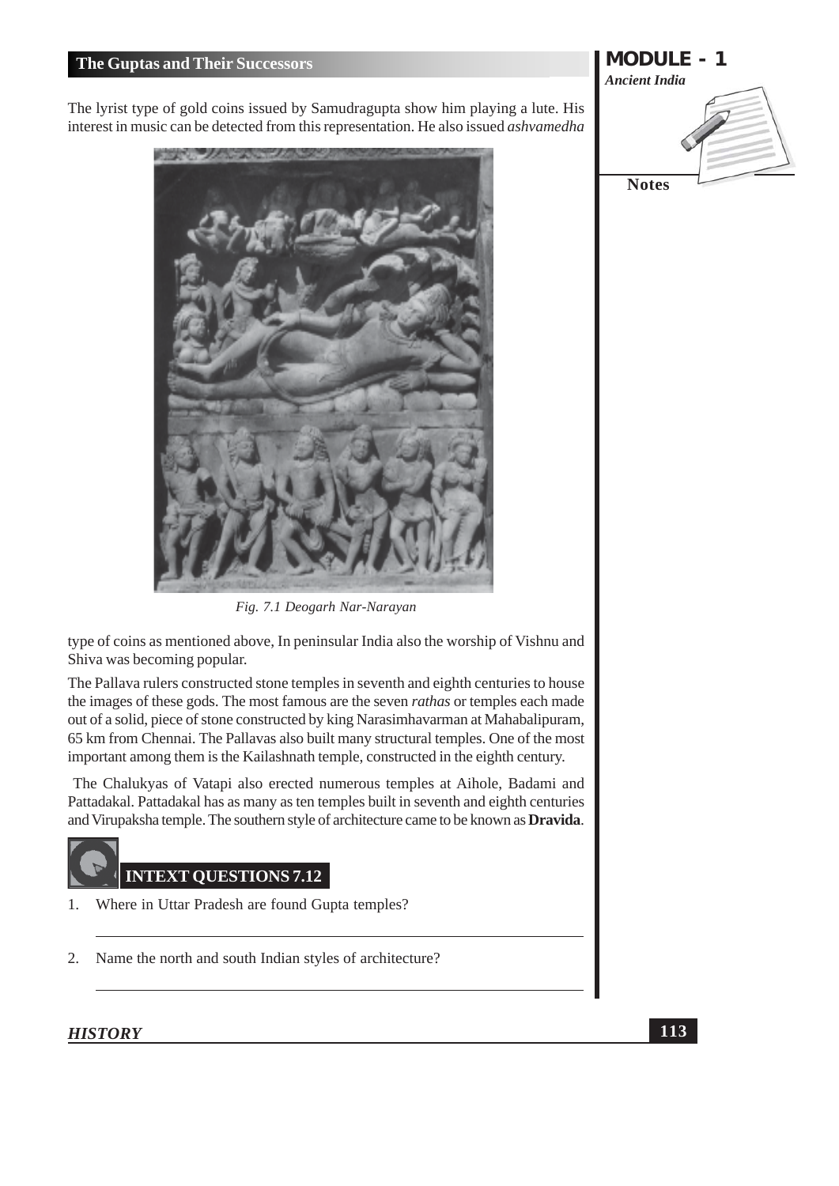The lyrist type of gold coins issued by Samudragupta show him playing a lute. His interest in music can be detected from this representation. He also issued *ashvamedha*

*Fig. 7.1 Deogarh Nar-Narayan*

type of coins as mentioned above, In peninsular India also the worship of Vishnu and Shiva was becoming popular.

The Pallava rulers constructed stone temples in seventh and eighth centuries to house the images of these gods. The most famous are the seven *rathas* or temples each made out of a solid, piece of stone constructed by king Narasimhavarman at Mahabalipuram, 65 km from Chennai. The Pallavas also built many structural temples. One of the most important among them is the Kailashnath temple, constructed in the eighth century.

The Chalukyas of Vatapi also erected numerous temples at Aihole, Badami and Pattadakal. Pattadakal has as many as ten temples built in seventh and eighth centuries and Virupaksha temple. The southern style of architecture came to be known as **Dravida**.

## INTEXT QUESTIONS 7.12

1. Where in Uttar Pradesh are found Gupta temples?

2. Name the north and south Indian styles of architecture?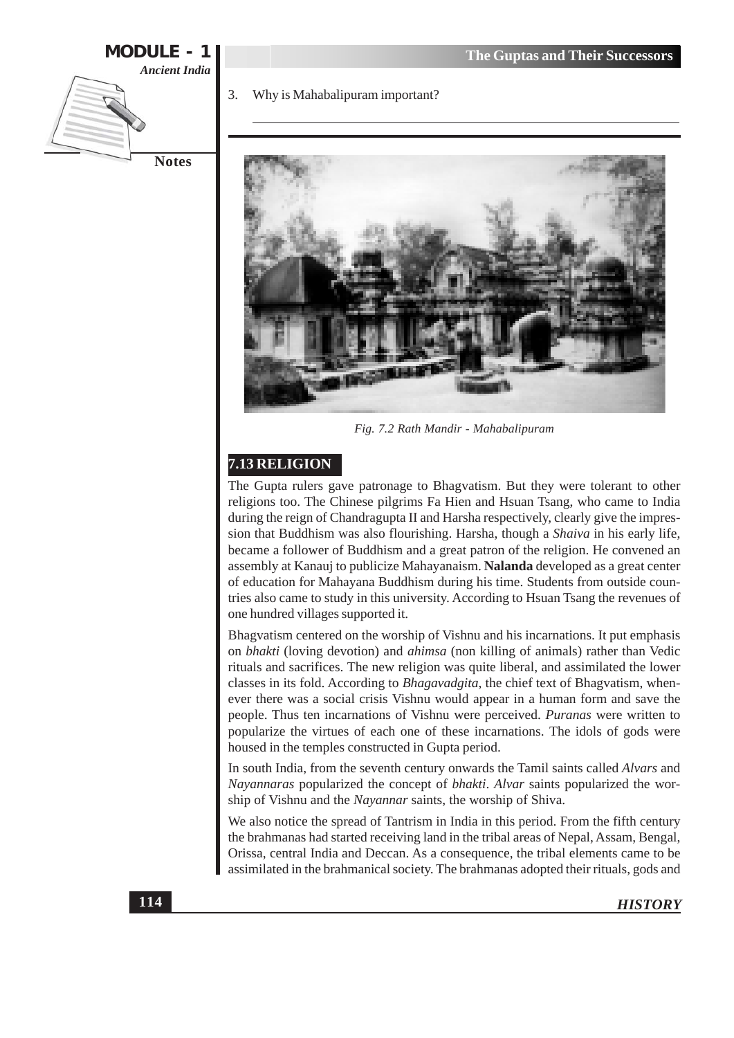3. Why is Mahabalipuram important?

Fig. 7.2 Rath Mandir - Mahabalipuram

## 7.13 RELIGION

The Gupta rulers gave patronage to Bhagvatism. But they were tolerant to other religions too. The Chinese pilgrims Fa Hien and Hsuan Tsang, who came to India during the reign of Chandragupta II and Harsha respectively, clearly give the impression that Buddhism was also flourishing. Harsha, though a *Shaiva* in his early life, became a follower of Buddhism and a great patron of the religion. He convened an assembly at Kanauj to publicize Mahayanaism. **Nalanda** developed as a great center of education for Mahayana Buddhism during his time. Students from outside countries also came to study in this university. According to Hsuan Tsang the revenues of one hundred villages supported it.

Bhagvatism centered on the worship of Vishnu and his incarnations. It put emphasis on *bhakti* (loving devotion) and *ahimsa* (non killing of animals) rather than Vedic rituals and sacrifices. The new religion was quite liberal, and assimilated the lower classes in its fold. According to *Bhagavadgita*, the chief text of Bhagvatism, whenever there was a social crisis Vishnu would appear in a human form and save the people. Thus ten incarnations of Vishnu were perceived. *Puranas* were written to popularize the virtues of each one of these incarnations. The idols of gods were housed in the temples constructed in Gupta period.

In south India, from the seventh century onwards the Tamil saints called *Alvars* and *Nayannaras* popularized the concept of *bhakti*. *Alvar* saints popularized the worship of Vishnu and the *Nayannar* saints, the worship of Shiva.

We also notice the spread of Tantrism in India in this period. From the fifth century the brahmanas had started receiving land in the tribal areas of Nepal, Assam, Bengal, Orissa, central India and Deccan. As a consequence, the tribal elements came to be assimilated in the brahmanical society. The brahmanas adopted their rituals, gods and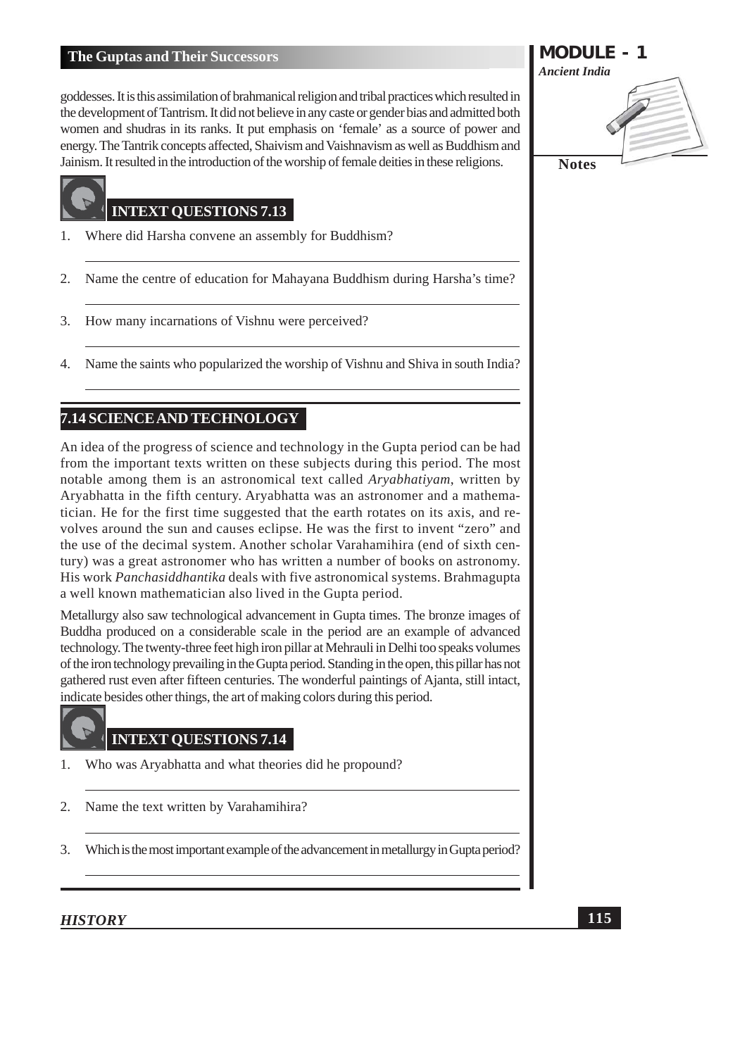goddesses. It is this assimilation of brahmanical religion and tribal practices which resulted in the development of Tantrism. It did not believe in any caste or gender bias and admitted both women and shudras in its ranks. It put emphasis on 'female' as a source of power and energy. The Tantrik concepts affected, Shaivism and Vaishnavism as well as Buddhism and Jainism. It resulted in the introduction of the worship of female deities in these religions.

## INTEXT QUESTIONS 7.13

1. Where did Harsha convene an assembly for Buddhism?
2. Name the centre of education for Mahayana Buddhism during Harsha's time?
3. How many incarnations of Vishnu were perceived?
4. Name the saints who popularized the worship of Vishnu and Shiva in south India?

## 7.14 SCIENCE AND TECHNOLOGY

An idea of the progress of science and technology in the Gupta period can be had from the important texts written on these subjects during this period. The most notable among them is an astronomical text called *Aryabhatiyam*, written by Aryabhatta in the fifth century. Aryabhatta was an astronomer and a mathematician. He for the first time suggested that the earth rotates on its axis, and revolves around the sun and causes eclipse. He was the first to invent "zero" and the use of the decimal system. Another scholar Varahamihira (end of sixth century) was a great astronomer who has written a number of books on astronomy. His work *Panchasiddhantika* deals with five astronomical systems. Brahmagupta a well known mathematician also lived in the Gupta period.

Metallurgy also saw technological advancement in Gupta times. The bronze images of Buddha produced on a considerable scale in the period are an example of advanced technology. The twenty-three feet high iron pillar at Mehrauli in Delhi too speaks volumes of the iron technology prevailing in the Gupta period. Standing in the open, this pillar has not gathered rust even after fifteen centuries. The wonderful paintings of Ajanta, still intact, indicate besides other things, the art of making colors during this period.

## INTEXT QUESTIONS 7.14

1. Who was Aryabhatta and what theories did he propound?
2. Name the text written by Varahamihira?
3. Which is the most important example of the advancement in metallurgy in Gupta period?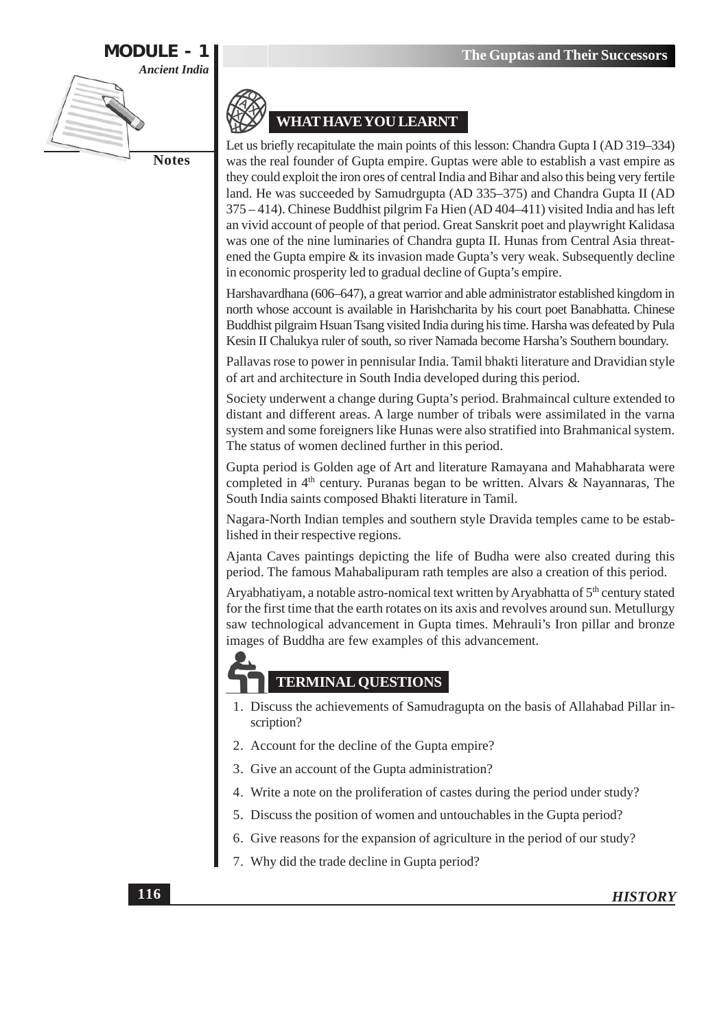## WHAT HAVE YOU LEARNT

Let us briefly recapitulate the main points of this lesson: Chandra Gupta I (AD 319–334) was the real founder of Gupta empire. Guptas were able to establish a vast empire as they could exploit the iron ores of central India and Bihar and also this being very fertile land. He was succeeded by Samudrgupta (AD 335–375) and Chandra Gupta II (AD 375 – 414). Chinese Buddhist pilgrim Fa Hien (AD 404–411) visited India and has left an vivid account of people of that period. Great Sanskrit poet and playwright Kalidasa was one of the nine luminaries of Chandra gupta II. Hunas from Central Asia threatened the Gupta empire & its invasion made Gupta's very weak. Subsequently decline in economic prosperity led to gradual decline of Gupta's empire.

Harshavardhana (606–647), a great warrior and able administrator established kingdom in north whose account is available in Harishcharita by his court poet Banabhatta. Chinese Buddhist pilgraim Hsuan Tsang visited India during his time. Harsha was defeated by Pula Kesin II Chalukya ruler of south, so river Namada become Harsha's Southern boundary.

Pallavas rose to power in pennisular India. Tamil bhakti literature and Dravidian style of art and architecture in South India developed during this period.

Society underwent a change during Gupta's period. Brahmaincal culture extended to distant and different areas. A large number of tribals were assimilated in the varna system and some foreigners like Hunas were also stratified into Brahmanical system. The status of women declined further in this period.

Gupta period is Golden age of Art and literature Ramayana and Mahabharata were completed in 4th century. Puranas began to be written. Alvars & Nayannaras, The South India saints composed Bhakti literature in Tamil.

Nagara-North Indian temples and southern style Dravida temples came to be established in their respective regions.

Ajanta Caves paintings depicting the life of Budha were also created during this period. The famous Mahabalipuram rath temples are also a creation of this period.

Aryabhatiyam, a notable astro-nomical text written by Aryabhatta of 5th century stated for the first time that the earth rotates on its axis and revolves around sun. Metullurgy saw technological advancement in Gupta times. Mehrauli's Iron pillar and bronze images of Buddha are few examples of this advancement.

## TERMINAL QUESTIONS

1. Discuss the achievements of Samudragupta on the basis of Allahabad Pillar inscription?
2. Account for the decline of the Gupta empire?
3. Give an account of the Gupta administration?
4. Write a note on the proliferation of castes during the period under study?
5. Discuss the position of women and untouchables in the Gupta period?
6. Give reasons for the expansion of agriculture in the period of our study?
7. Why did the trade decline in Gupta period?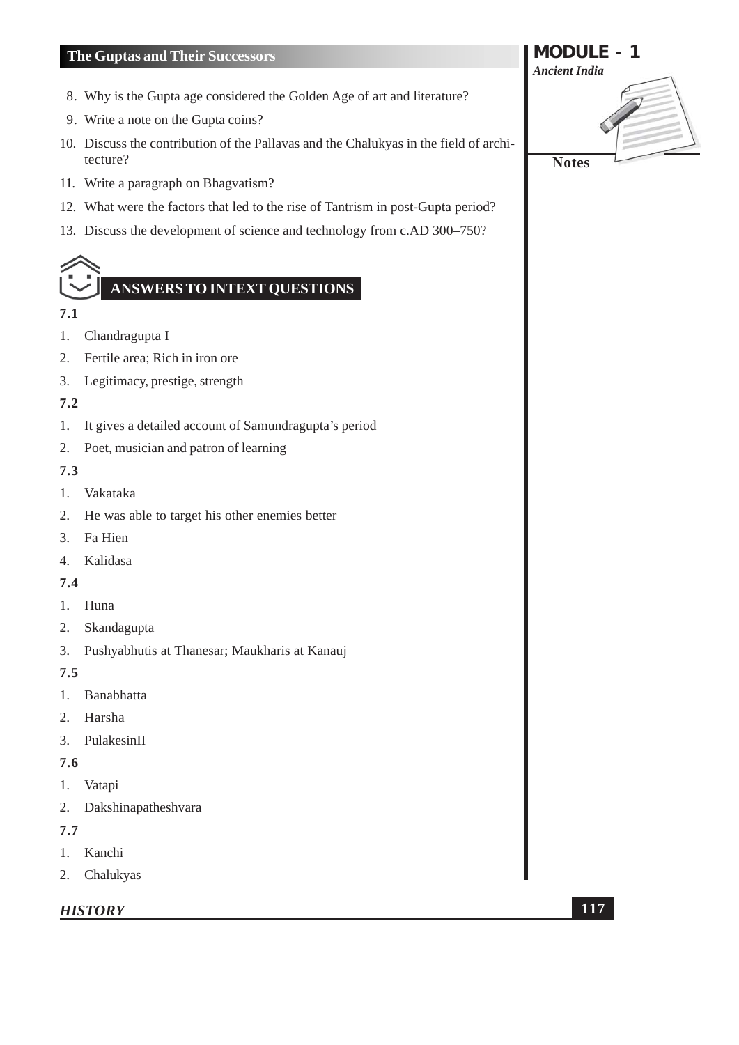8. Why is the Gupta age considered the Golden Age of art and literature?
9. Write a note on the Gupta coins?
10. Discuss the contribution of the Pallavas and the Chalukyas in the field of architecture?
11. Write a paragraph on Bhagvatism?
12. What were the factors that led to the rise of Tantrism in post-Gupta period?
13. Discuss the development of science and technology from c.AD 300–750?

## ANSWERS TO INTEXT QUESTIONS

**7.1**

1. Chandragupta I
2. Fertile area; Rich in iron ore
3. Legitimacy, prestige, strength

**7.2**

1. It gives a detailed account of Samundragupta's period
2. Poet, musician and patron of learning

**7.3**

1. Vakataka
2. He was able to target his other enemies better
3. Fa Hien
4. Kalidasa

**7.4**

1. Huna
2. Skandagupta
3. Pushyabhutis at Thanesar; Maukharis at Kanauj

**7.5**

1. Banabhatta
2. Harsha
3. PulakesinII

**7.6**

1. Vatapi
2. Dakshinapatheshvara

**7.7**

1. Kanchi
2. Chalukyas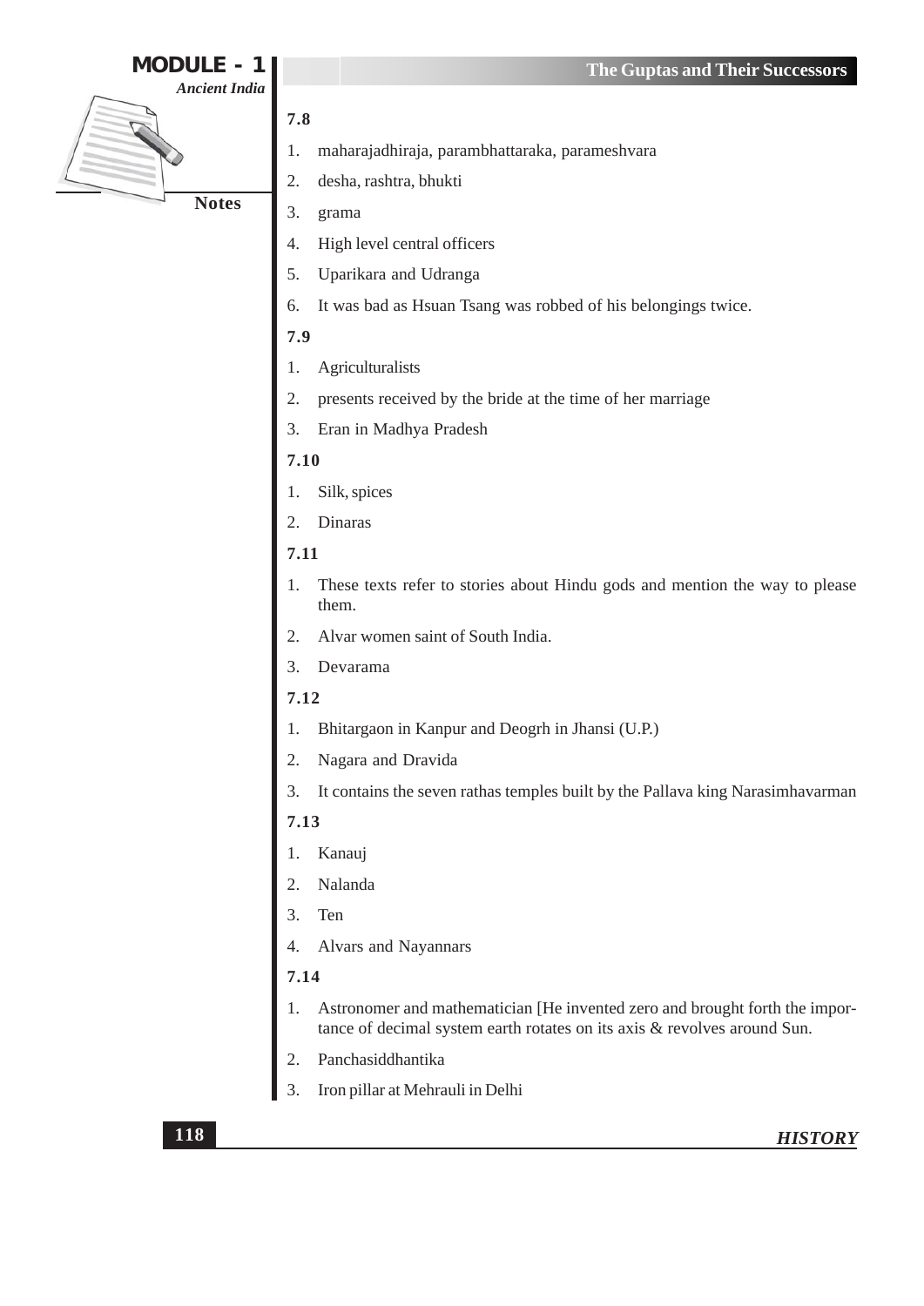**7.8**

1. maharajadhiraja, parambhattaraka, parameshvara
2. desha, rashtra, bhukti
3. grama
4. High level central officers
5. Uparikara and Udranga
6. It was bad as Hsuan Tsang was robbed of his belongings twice.

**7.9**

1. Agriculturalists
2. presents received by the bride at the time of her marriage
3. Eran in Madhya Pradesh

**7.10**

1. Silk, spices
2. Dinaras

**7.11**

1. These texts refer to stories about Hindu gods and mention the way to please them.
2. Alvar women saint of South India.
3. Devarama

**7.12**

1. Bhitargaon in Kanpur and Deogrh in Jhansi (U.P.)
2. Nagara and Dravida
3. It contains the seven rathas temples built by the Pallava king Narasimhavarman

**7.13**

1. Kanauj
2. Nalanda
3. Ten
4. Alvars and Nayannars

**7.14**

1. Astronomer and mathematician [He invented zero and brought forth the importance of decimal system earth rotates on its axis & revolves around Sun.
2. Panchasiddhantika
3. Iron pillar at Mehrauli in Delhi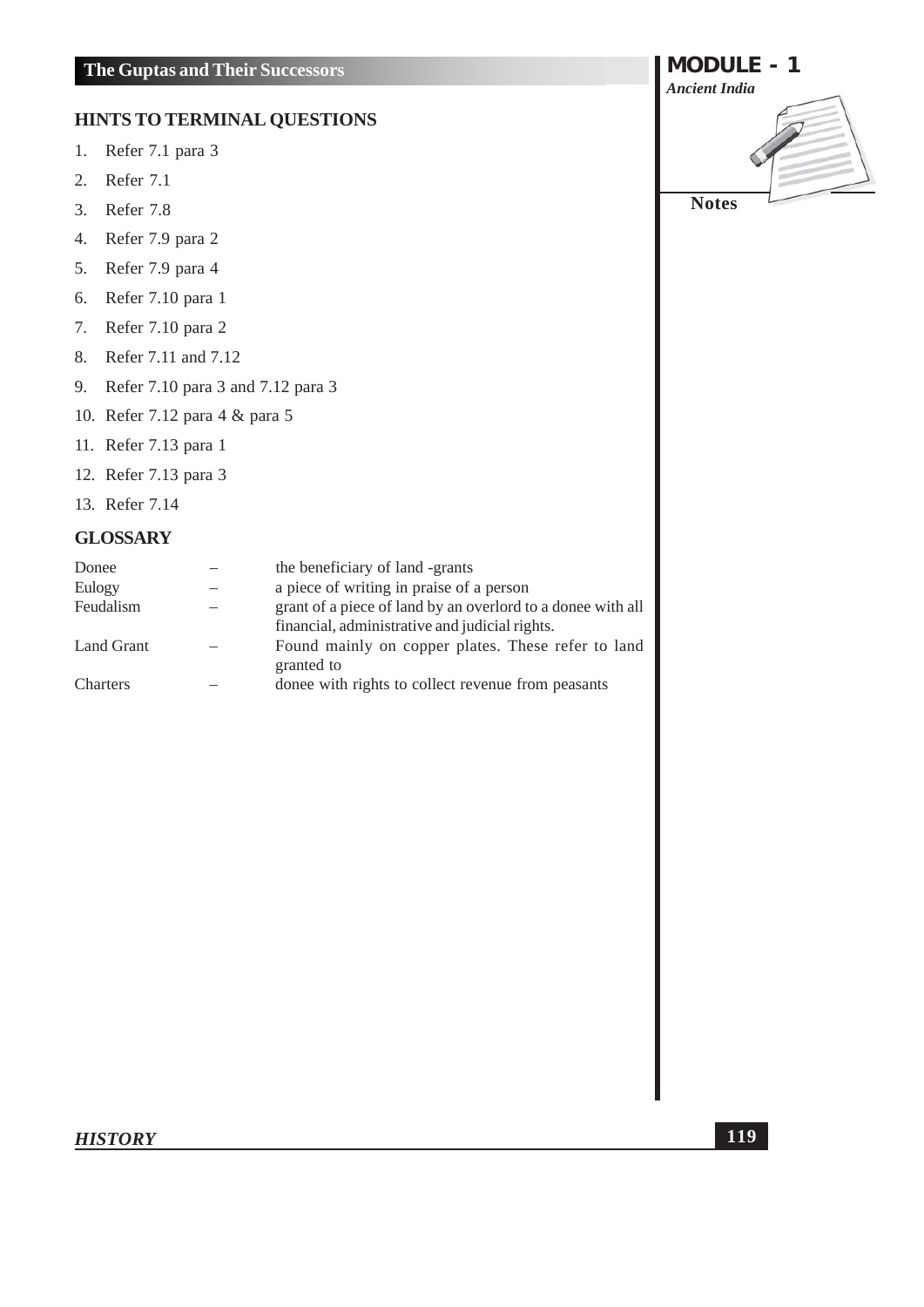## HINTS TO TERMINAL QUESTIONS

1. Refer 7.1 para 3
2. Refer 7.1
3. Refer 7.8
4. Refer 7.9 para 2
5. Refer 7.9 para 4
6. Refer 7.10 para 1
7. Refer 7.10 para 2
8. Refer 7.11 and 7.12
9. Refer 7.10 para 3 and 7.12 para 3
10. Refer 7.12 para 4 & para 5
11. Refer 7.13 para 1
12. Refer 7.13 para 3
13. Refer 7.14

## GLOSSARY

| | | |
|---|---|---|
| Donee | – | the beneficiary of land -grants |
| Eulogy | – | a piece of writing in praise of a person |
| Feudalism | – | grant of a piece of land by an overlord to a donee with all financial, administrative and judicial rights. |
| Land Grant | – | Found mainly on copper plates. These refer to land granted to |
| Charters | – | donee with rights to collect revenue from peasants |